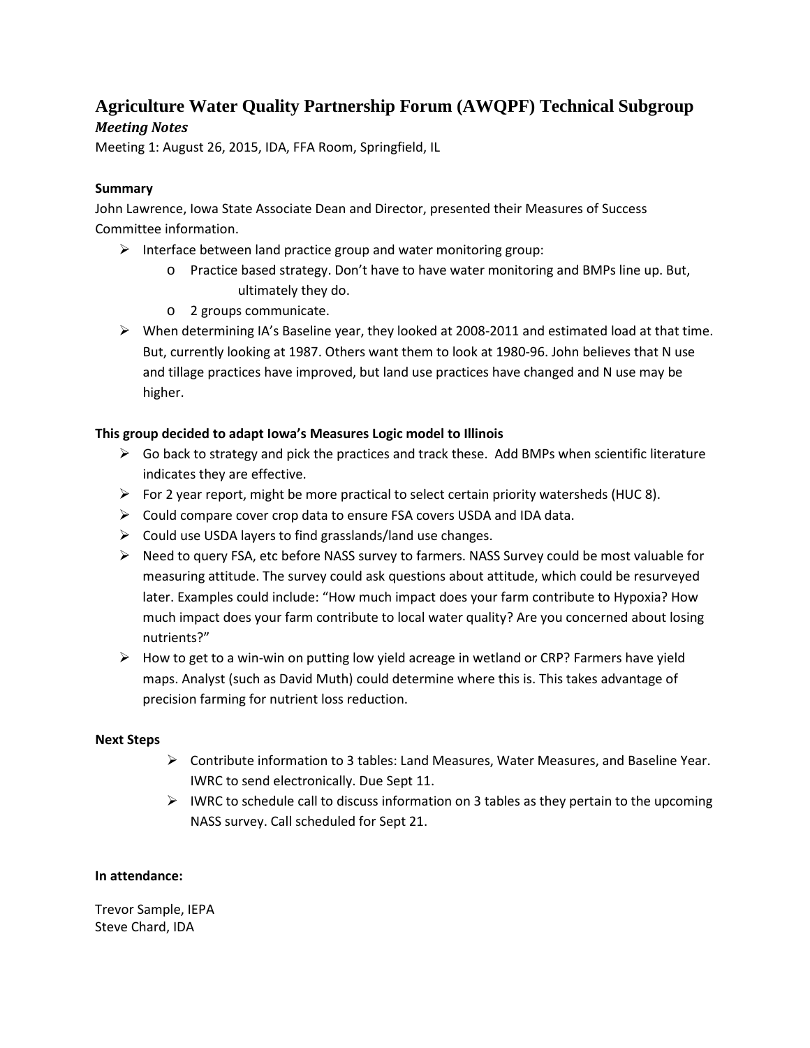# Agriculture Water Quality Partnership Forum (AWQPF) Technical Subgroup

***Meeting Notes***

Meeting 1: August 26, 2015, IDA, FFA Room, Springfield, IL

**Summary**

John Lawrence, Iowa State Associate Dean and Director, presented their Measures of Success Committee information.

- Interface between land practice group and water monitoring group:
  - Practice based strategy. Don't have to have water monitoring and BMPs line up. But, ultimately they do.
  - 2 groups communicate.
- When determining IA's Baseline year, they looked at 2008-2011 and estimated load at that time. But, currently looking at 1987. Others want them to look at 1980-96. John believes that N use and tillage practices have improved, but land use practices have changed and N use may be higher.

**This group decided to adapt Iowa's Measures Logic model to Illinois**

- Go back to strategy and pick the practices and track these. Add BMPs when scientific literature indicates they are effective.
- For 2 year report, might be more practical to select certain priority watersheds (HUC 8).
- Could compare cover crop data to ensure FSA covers USDA and IDA data.
- Could use USDA layers to find grasslands/land use changes.
- Need to query FSA, etc before NASS survey to farmers. NASS Survey could be most valuable for measuring attitude. The survey could ask questions about attitude, which could be resurveyed later. Examples could include: "How much impact does your farm contribute to Hypoxia? How much impact does your farm contribute to local water quality? Are you concerned about losing nutrients?"
- How to get to a win-win on putting low yield acreage in wetland or CRP? Farmers have yield maps. Analyst (such as David Muth) could determine where this is. This takes advantage of precision farming for nutrient loss reduction.

**Next Steps**

- Contribute information to 3 tables: Land Measures, Water Measures, and Baseline Year. IWRC to send electronically. Due Sept 11.
- IWRC to schedule call to discuss information on 3 tables as they pertain to the upcoming NASS survey. Call scheduled for Sept 21.

**In attendance:**

Trevor Sample, IEPA
Steve Chard, IDA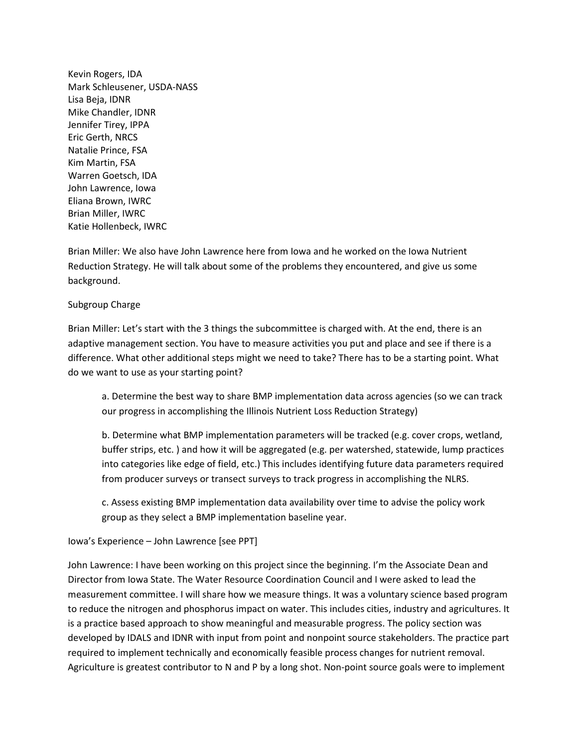Kevin Rogers, IDA
Mark Schleusener, USDA-NASS
Lisa Beja, IDNR
Mike Chandler, IDNR
Jennifer Tirey, IPPA
Eric Gerth, NRCS
Natalie Prince, FSA
Kim Martin, FSA
Warren Goetsch, IDA
John Lawrence, Iowa
Eliana Brown, IWRC
Brian Miller, IWRC
Katie Hollenbeck, IWRC

Brian Miller: We also have John Lawrence here from Iowa and he worked on the Iowa Nutrient Reduction Strategy. He will talk about some of the problems they encountered, and give us some background.

Subgroup Charge

Brian Miller: Let's start with the 3 things the subcommittee is charged with. At the end, there is an adaptive management section. You have to measure activities you put and place and see if there is a difference. What other additional steps might we need to take? There has to be a starting point. What do we want to use as your starting point?

> a. Determine the best way to share BMP implementation data across agencies (so we can track our progress in accomplishing the Illinois Nutrient Loss Reduction Strategy)
>
> b. Determine what BMP implementation parameters will be tracked (e.g. cover crops, wetland, buffer strips, etc. ) and how it will be aggregated (e.g. per watershed, statewide, lump practices into categories like edge of field, etc.) This includes identifying future data parameters required from producer surveys or transect surveys to track progress in accomplishing the NLRS.
>
> c. Assess existing BMP implementation data availability over time to advise the policy work group as they select a BMP implementation baseline year.

Iowa's Experience – John Lawrence [see PPT]

John Lawrence: I have been working on this project since the beginning. I'm the Associate Dean and Director from Iowa State. The Water Resource Coordination Council and I were asked to lead the measurement committee. I will share how we measure things. It was a voluntary science based program to reduce the nitrogen and phosphorus impact on water. This includes cities, industry and agricultures. It is a practice based approach to show meaningful and measurable progress. The policy section was developed by IDALS and IDNR with input from point and nonpoint source stakeholders. The practice part required to implement technically and economically feasible process changes for nutrient removal. Agriculture is greatest contributor to N and P by a long shot. Non-point source goals were to implement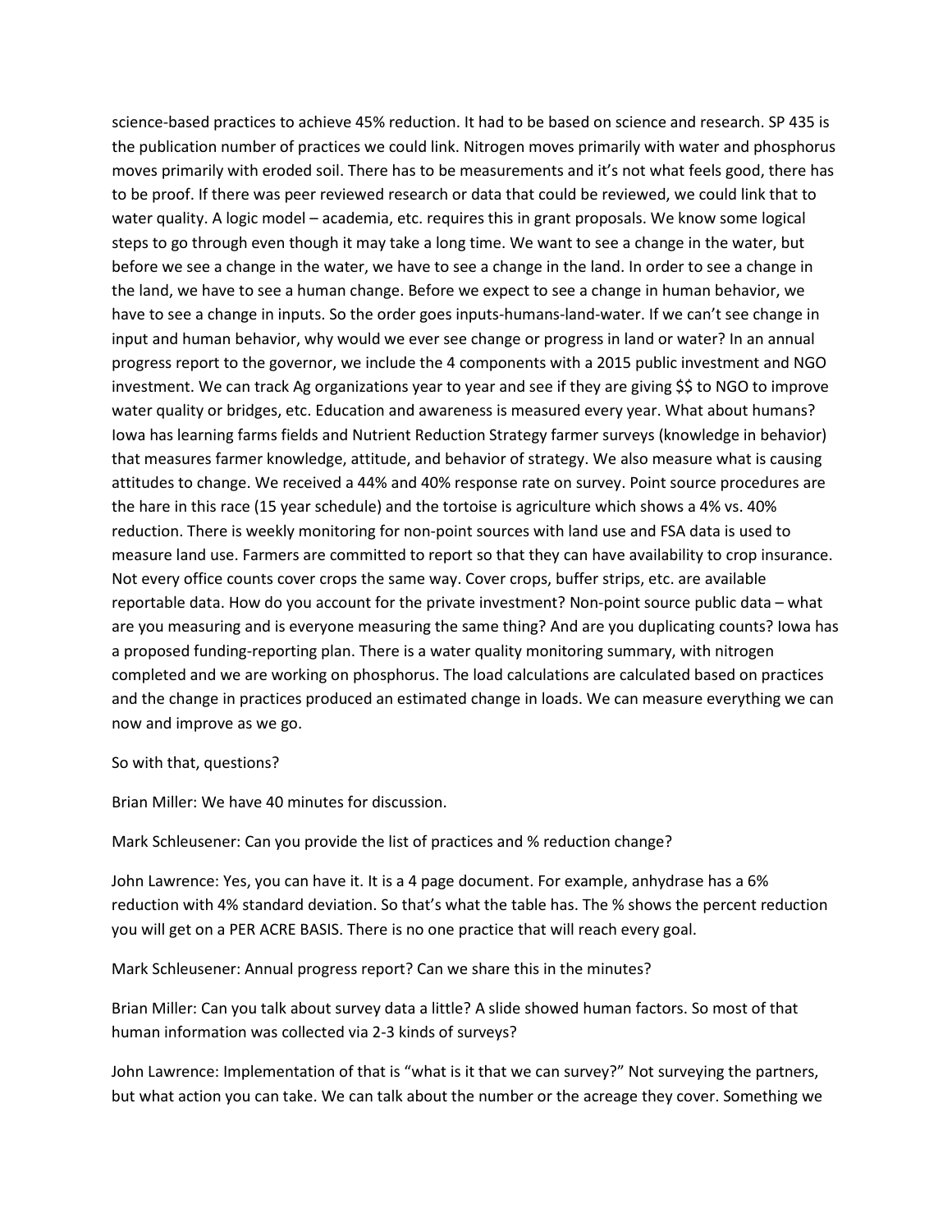science-based practices to achieve 45% reduction. It had to be based on science and research. SP 435 is the publication number of practices we could link. Nitrogen moves primarily with water and phosphorus moves primarily with eroded soil. There has to be measurements and it's not what feels good, there has to be proof. If there was peer reviewed research or data that could be reviewed, we could link that to water quality. A logic model – academia, etc. requires this in grant proposals. We know some logical steps to go through even though it may take a long time. We want to see a change in the water, but before we see a change in the water, we have to see a change in the land. In order to see a change in the land, we have to see a human change. Before we expect to see a change in human behavior, we have to see a change in inputs. So the order goes inputs-humans-land-water. If we can't see change in input and human behavior, why would we ever see change or progress in land or water? In an annual progress report to the governor, we include the 4 components with a 2015 public investment and NGO investment. We can track Ag organizations year to year and see if they are giving $$ to NGO to improve water quality or bridges, etc. Education and awareness is measured every year. What about humans? Iowa has learning farms fields and Nutrient Reduction Strategy farmer surveys (knowledge in behavior) that measures farmer knowledge, attitude, and behavior of strategy. We also measure what is causing attitudes to change. We received a 44% and 40% response rate on survey. Point source procedures are the hare in this race (15 year schedule) and the tortoise is agriculture which shows a 4% vs. 40% reduction. There is weekly monitoring for non-point sources with land use and FSA data is used to measure land use. Farmers are committed to report so that they can have availability to crop insurance. Not every office counts cover crops the same way. Cover crops, buffer strips, etc. are available reportable data. How do you account for the private investment? Non-point source public data – what are you measuring and is everyone measuring the same thing? And are you duplicating counts? Iowa has a proposed funding-reporting plan. There is a water quality monitoring summary, with nitrogen completed and we are working on phosphorus. The load calculations are calculated based on practices and the change in practices produced an estimated change in loads. We can measure everything we can now and improve as we go.

So with that, questions?

Brian Miller: We have 40 minutes for discussion.

Mark Schleusener: Can you provide the list of practices and % reduction change?

John Lawrence: Yes, you can have it. It is a 4 page document. For example, anhydrase has a 6% reduction with 4% standard deviation. So that's what the table has. The % shows the percent reduction you will get on a PER ACRE BASIS. There is no one practice that will reach every goal.

Mark Schleusener: Annual progress report? Can we share this in the minutes?

Brian Miller: Can you talk about survey data a little? A slide showed human factors. So most of that human information was collected via 2-3 kinds of surveys?

John Lawrence: Implementation of that is "what is it that we can survey?" Not surveying the partners, but what action you can take. We can talk about the number or the acreage they cover. Something we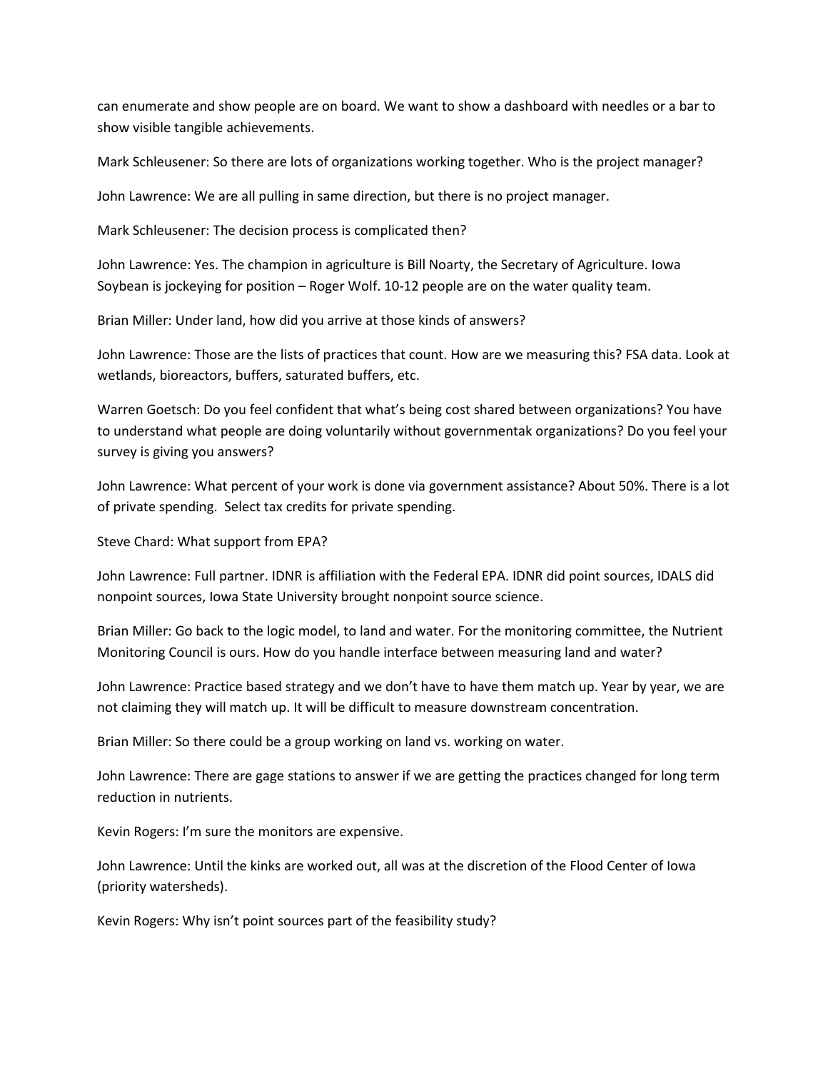can enumerate and show people are on board. We want to show a dashboard with needles or a bar to show visible tangible achievements.

Mark Schleusener: So there are lots of organizations working together. Who is the project manager?

John Lawrence: We are all pulling in same direction, but there is no project manager.

Mark Schleusener: The decision process is complicated then?

John Lawrence: Yes. The champion in agriculture is Bill Noarty, the Secretary of Agriculture. Iowa Soybean is jockeying for position – Roger Wolf. 10-12 people are on the water quality team.

Brian Miller: Under land, how did you arrive at those kinds of answers?

John Lawrence: Those are the lists of practices that count. How are we measuring this? FSA data. Look at wetlands, bioreactors, buffers, saturated buffers, etc.

Warren Goetsch: Do you feel confident that what's being cost shared between organizations? You have to understand what people are doing voluntarily without governmentak organizations? Do you feel your survey is giving you answers?

John Lawrence: What percent of your work is done via government assistance? About 50%. There is a lot of private spending. Select tax credits for private spending.

Steve Chard: What support from EPA?

John Lawrence: Full partner. IDNR is affiliation with the Federal EPA. IDNR did point sources, IDALS did nonpoint sources, Iowa State University brought nonpoint source science.

Brian Miller: Go back to the logic model, to land and water. For the monitoring committee, the Nutrient Monitoring Council is ours. How do you handle interface between measuring land and water?

John Lawrence: Practice based strategy and we don't have to have them match up. Year by year, we are not claiming they will match up. It will be difficult to measure downstream concentration.

Brian Miller: So there could be a group working on land vs. working on water.

John Lawrence: There are gage stations to answer if we are getting the practices changed for long term reduction in nutrients.

Kevin Rogers: I'm sure the monitors are expensive.

John Lawrence: Until the kinks are worked out, all was at the discretion of the Flood Center of Iowa (priority watersheds).

Kevin Rogers: Why isn't point sources part of the feasibility study?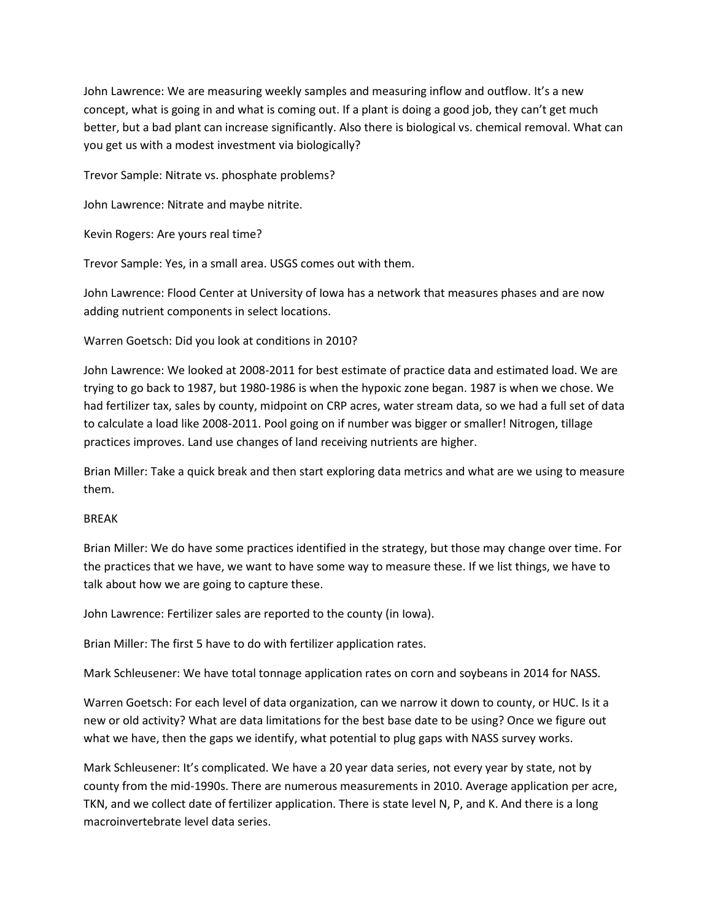John Lawrence: We are measuring weekly samples and measuring inflow and outflow. It's a new concept, what is going in and what is coming out. If a plant is doing a good job, they can't get much better, but a bad plant can increase significantly. Also there is biological vs. chemical removal. What can you get us with a modest investment via biologically?

Trevor Sample: Nitrate vs. phosphate problems?

John Lawrence: Nitrate and maybe nitrite.

Kevin Rogers: Are yours real time?

Trevor Sample: Yes, in a small area. USGS comes out with them.

John Lawrence: Flood Center at University of Iowa has a network that measures phases and are now adding nutrient components in select locations.

Warren Goetsch: Did you look at conditions in 2010?

John Lawrence: We looked at 2008-2011 for best estimate of practice data and estimated load. We are trying to go back to 1987, but 1980-1986 is when the hypoxic zone began. 1987 is when we chose. We had fertilizer tax, sales by county, midpoint on CRP acres, water stream data, so we had a full set of data to calculate a load like 2008-2011. Pool going on if number was bigger or smaller! Nitrogen, tillage practices improves. Land use changes of land receiving nutrients are higher.

Brian Miller: Take a quick break and then start exploring data metrics and what are we using to measure them.

BREAK

Brian Miller: We do have some practices identified in the strategy, but those may change over time. For the practices that we have, we want to have some way to measure these. If we list things, we have to talk about how we are going to capture these.

John Lawrence: Fertilizer sales are reported to the county (in Iowa).

Brian Miller: The first 5 have to do with fertilizer application rates.

Mark Schleusener: We have total tonnage application rates on corn and soybeans in 2014 for NASS.

Warren Goetsch: For each level of data organization, can we narrow it down to county, or HUC. Is it a new or old activity? What are data limitations for the best base date to be using? Once we figure out what we have, then the gaps we identify, what potential to plug gaps with NASS survey works.

Mark Schleusener: It's complicated. We have a 20 year data series, not every year by state, not by county from the mid-1990s. There are numerous measurements in 2010. Average application per acre, TKN, and we collect date of fertilizer application. There is state level N, P, and K. And there is a long macroinvertebrate level data series.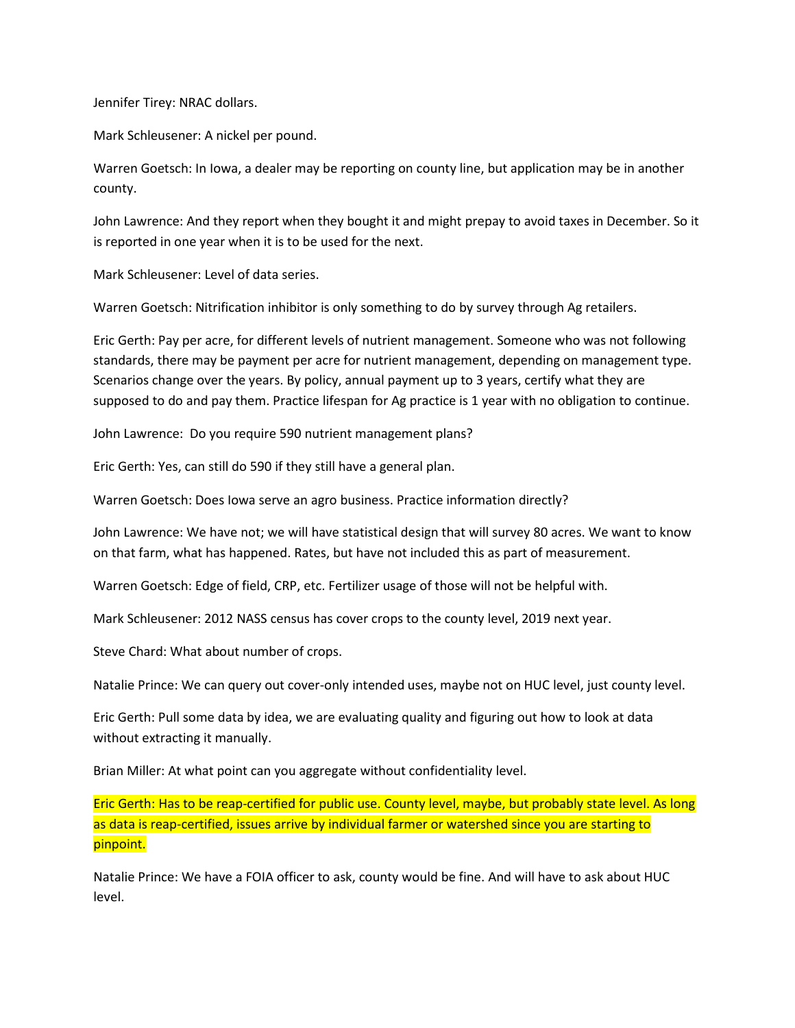Jennifer Tirey: NRAC dollars.

Mark Schleusener: A nickel per pound.

Warren Goetsch: In Iowa, a dealer may be reporting on county line, but application may be in another county.

John Lawrence: And they report when they bought it and might prepay to avoid taxes in December. So it is reported in one year when it is to be used for the next.

Mark Schleusener: Level of data series.

Warren Goetsch: Nitrification inhibitor is only something to do by survey through Ag retailers.

Eric Gerth: Pay per acre, for different levels of nutrient management. Someone who was not following standards, there may be payment per acre for nutrient management, depending on management type. Scenarios change over the years. By policy, annual payment up to 3 years, certify what they are supposed to do and pay them. Practice lifespan for Ag practice is 1 year with no obligation to continue.

John Lawrence: Do you require 590 nutrient management plans?

Eric Gerth: Yes, can still do 590 if they still have a general plan.

Warren Goetsch: Does Iowa serve an agro business. Practice information directly?

John Lawrence: We have not; we will have statistical design that will survey 80 acres. We want to know on that farm, what has happened. Rates, but have not included this as part of measurement.

Warren Goetsch: Edge of field, CRP, etc. Fertilizer usage of those will not be helpful with.

Mark Schleusener: 2012 NASS census has cover crops to the county level, 2019 next year.

Steve Chard: What about number of crops.

Natalie Prince: We can query out cover-only intended uses, maybe not on HUC level, just county level.

Eric Gerth: Pull some data by idea, we are evaluating quality and figuring out how to look at data without extracting it manually.

Brian Miller: At what point can you aggregate without confidentiality level.

Eric Gerth: Has to be reap-certified for public use. County level, maybe, but probably state level. As long as data is reap-certified, issues arrive by individual farmer or watershed since you are starting to pinpoint.

Natalie Prince: We have a FOIA officer to ask, county would be fine. And will have to ask about HUC level.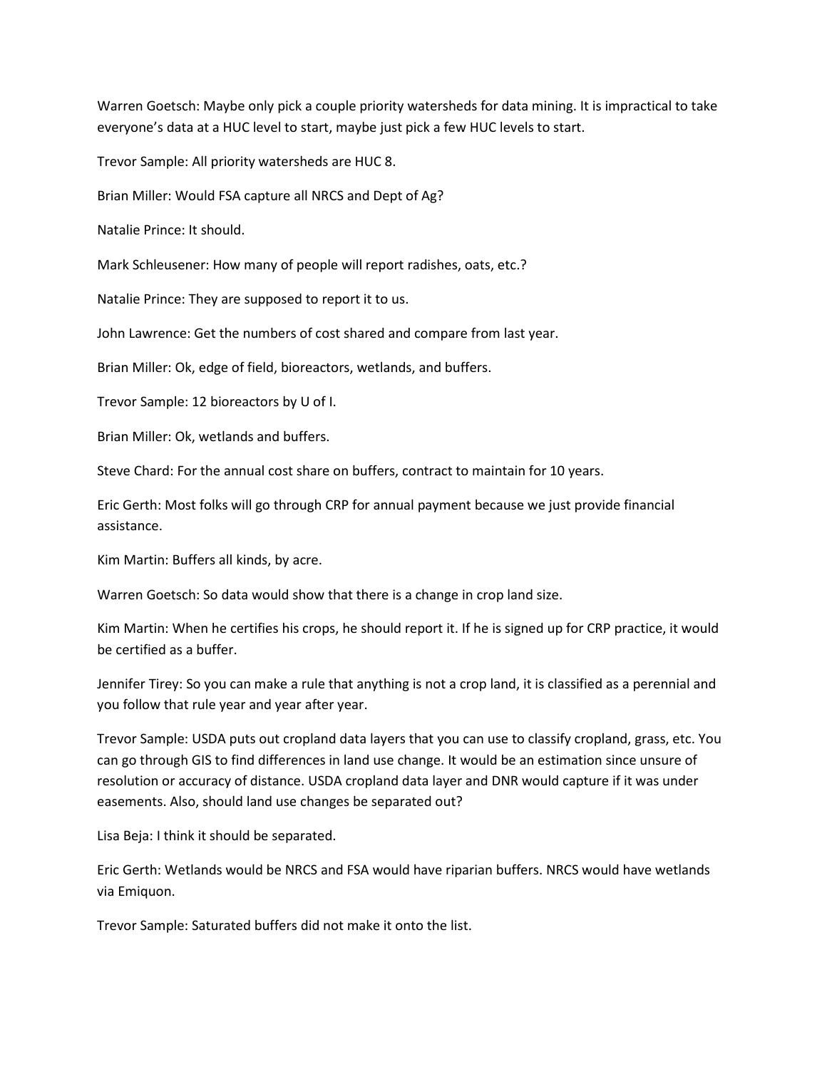Warren Goetsch: Maybe only pick a couple priority watersheds for data mining. It is impractical to take everyone's data at a HUC level to start, maybe just pick a few HUC levels to start.

Trevor Sample: All priority watersheds are HUC 8.

Brian Miller: Would FSA capture all NRCS and Dept of Ag?

Natalie Prince: It should.

Mark Schleusener: How many of people will report radishes, oats, etc.?

Natalie Prince: They are supposed to report it to us.

John Lawrence: Get the numbers of cost shared and compare from last year.

Brian Miller: Ok, edge of field, bioreactors, wetlands, and buffers.

Trevor Sample: 12 bioreactors by U of I.

Brian Miller: Ok, wetlands and buffers.

Steve Chard: For the annual cost share on buffers, contract to maintain for 10 years.

Eric Gerth: Most folks will go through CRP for annual payment because we just provide financial assistance.

Kim Martin: Buffers all kinds, by acre.

Warren Goetsch: So data would show that there is a change in crop land size.

Kim Martin: When he certifies his crops, he should report it. If he is signed up for CRP practice, it would be certified as a buffer.

Jennifer Tirey: So you can make a rule that anything is not a crop land, it is classified as a perennial and you follow that rule year and year after year.

Trevor Sample: USDA puts out cropland data layers that you can use to classify cropland, grass, etc. You can go through GIS to find differences in land use change. It would be an estimation since unsure of resolution or accuracy of distance. USDA cropland data layer and DNR would capture if it was under easements. Also, should land use changes be separated out?

Lisa Beja: I think it should be separated.

Eric Gerth: Wetlands would be NRCS and FSA would have riparian buffers. NRCS would have wetlands via Emiquon.

Trevor Sample: Saturated buffers did not make it onto the list.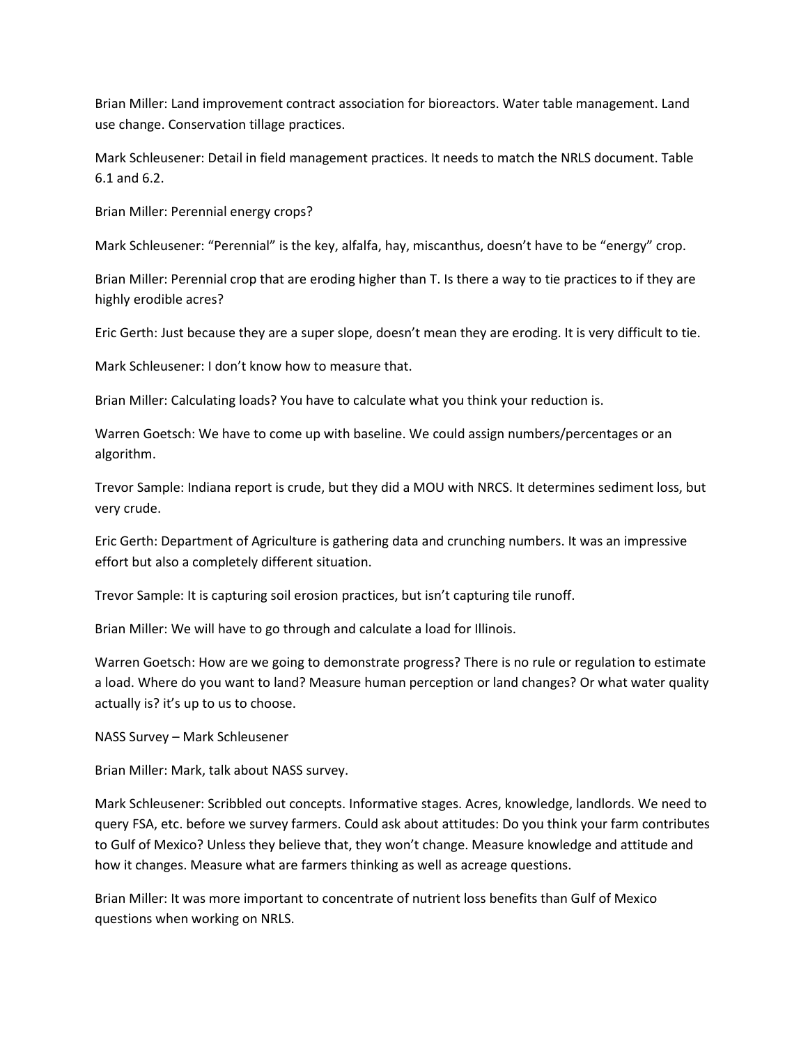Brian Miller: Land improvement contract association for bioreactors. Water table management. Land use change. Conservation tillage practices.

Mark Schleusener: Detail in field management practices. It needs to match the NRLS document. Table 6.1 and 6.2.

Brian Miller: Perennial energy crops?

Mark Schleusener: “Perennial” is the key, alfalfa, hay, miscanthus, doesn’t have to be “energy” crop.

Brian Miller: Perennial crop that are eroding higher than T. Is there a way to tie practices to if they are highly erodible acres?

Eric Gerth: Just because they are a super slope, doesn’t mean they are eroding. It is very difficult to tie.

Mark Schleusener: I don’t know how to measure that.

Brian Miller: Calculating loads? You have to calculate what you think your reduction is.

Warren Goetsch: We have to come up with baseline. We could assign numbers/percentages or an algorithm.

Trevor Sample: Indiana report is crude, but they did a MOU with NRCS. It determines sediment loss, but very crude.

Eric Gerth: Department of Agriculture is gathering data and crunching numbers. It was an impressive effort but also a completely different situation.

Trevor Sample: It is capturing soil erosion practices, but isn’t capturing tile runoff.

Brian Miller: We will have to go through and calculate a load for Illinois.

Warren Goetsch: How are we going to demonstrate progress? There is no rule or regulation to estimate a load. Where do you want to land? Measure human perception or land changes? Or what water quality actually is? it’s up to us to choose.

NASS Survey – Mark Schleusener

Brian Miller: Mark, talk about NASS survey.

Mark Schleusener: Scribbled out concepts. Informative stages. Acres, knowledge, landlords. We need to query FSA, etc. before we survey farmers. Could ask about attitudes: Do you think your farm contributes to Gulf of Mexico? Unless they believe that, they won’t change. Measure knowledge and attitude and how it changes. Measure what are farmers thinking as well as acreage questions.

Brian Miller: It was more important to concentrate of nutrient loss benefits than Gulf of Mexico questions when working on NRLS.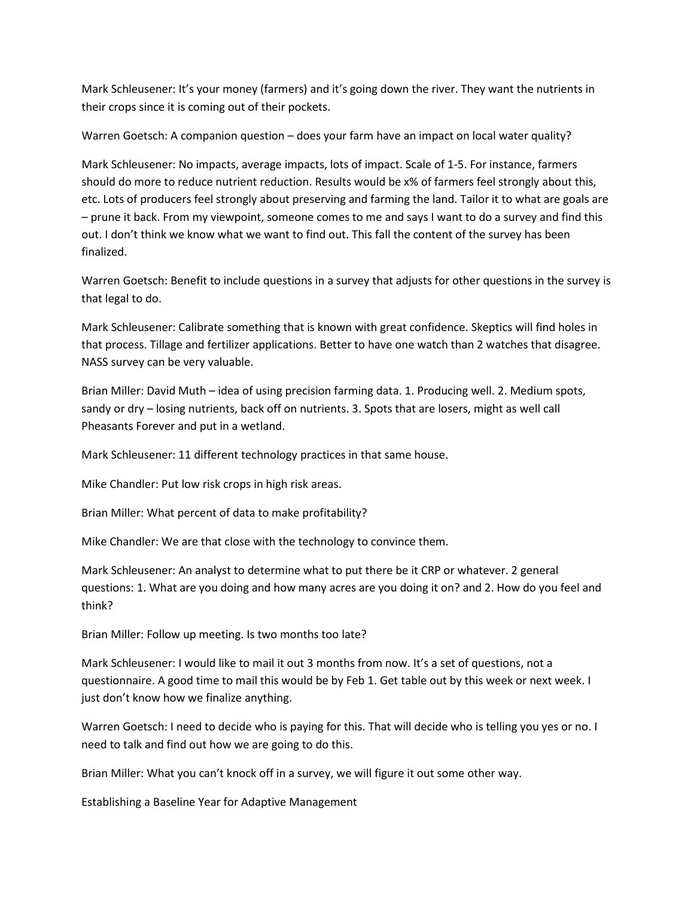Mark Schleusener: It's your money (farmers) and it's going down the river. They want the nutrients in their crops since it is coming out of their pockets.

Warren Goetsch: A companion question – does your farm have an impact on local water quality?

Mark Schleusener: No impacts, average impacts, lots of impact. Scale of 1-5. For instance, farmers should do more to reduce nutrient reduction. Results would be x% of farmers feel strongly about this, etc. Lots of producers feel strongly about preserving and farming the land. Tailor it to what are goals are – prune it back. From my viewpoint, someone comes to me and says I want to do a survey and find this out. I don't think we know what we want to find out. This fall the content of the survey has been finalized.

Warren Goetsch: Benefit to include questions in a survey that adjusts for other questions in the survey is that legal to do.

Mark Schleusener: Calibrate something that is known with great confidence. Skeptics will find holes in that process. Tillage and fertilizer applications. Better to have one watch than 2 watches that disagree. NASS survey can be very valuable.

Brian Miller: David Muth – idea of using precision farming data. 1. Producing well. 2. Medium spots, sandy or dry – losing nutrients, back off on nutrients. 3. Spots that are losers, might as well call Pheasants Forever and put in a wetland.

Mark Schleusener: 11 different technology practices in that same house.

Mike Chandler: Put low risk crops in high risk areas.

Brian Miller: What percent of data to make profitability?

Mike Chandler: We are that close with the technology to convince them.

Mark Schleusener: An analyst to determine what to put there be it CRP or whatever. 2 general questions: 1. What are you doing and how many acres are you doing it on? and 2. How do you feel and think?

Brian Miller: Follow up meeting. Is two months too late?

Mark Schleusener: I would like to mail it out 3 months from now. It's a set of questions, not a questionnaire. A good time to mail this would be by Feb 1. Get table out by this week or next week. I just don't know how we finalize anything.

Warren Goetsch: I need to decide who is paying for this. That will decide who is telling you yes or no. I need to talk and find out how we are going to do this.

Brian Miller: What you can't knock off in a survey, we will figure it out some other way.

Establishing a Baseline Year for Adaptive Management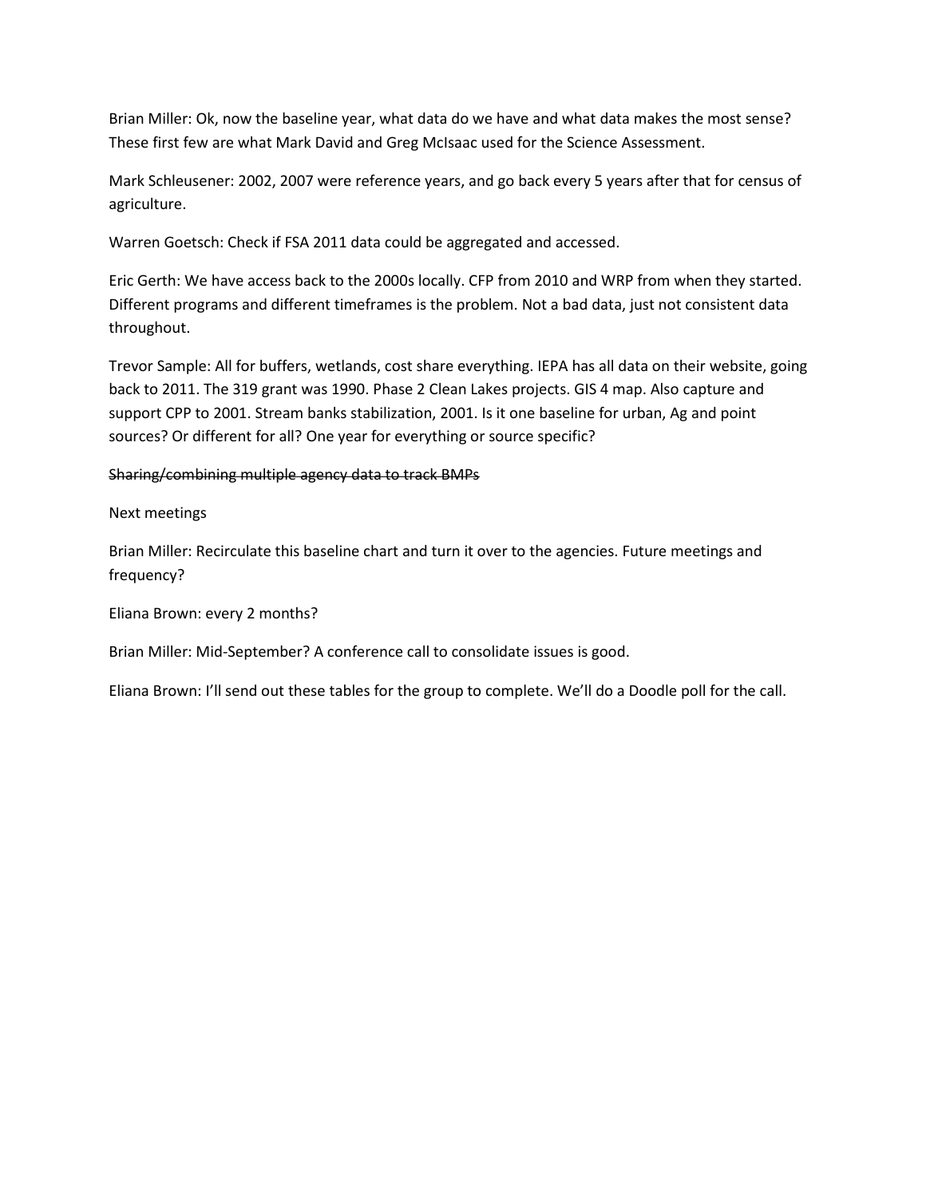Brian Miller: Ok, now the baseline year, what data do we have and what data makes the most sense? These first few are what Mark David and Greg McIsaac used for the Science Assessment.

Mark Schleusener: 2002, 2007 were reference years, and go back every 5 years after that for census of agriculture.

Warren Goetsch: Check if FSA 2011 data could be aggregated and accessed.

Eric Gerth: We have access back to the 2000s locally. CFP from 2010 and WRP from when they started. Different programs and different timeframes is the problem. Not a bad data, just not consistent data throughout.

Trevor Sample: All for buffers, wetlands, cost share everything. IEPA has all data on their website, going back to 2011. The 319 grant was 1990. Phase 2 Clean Lakes projects. GIS 4 map. Also capture and support CPP to 2001. Stream banks stabilization, 2001. Is it one baseline for urban, Ag and point sources? Or different for all? One year for everything or source specific?

~~Sharing/combining multiple agency data to track BMPs~~

Next meetings

Brian Miller: Recirculate this baseline chart and turn it over to the agencies. Future meetings and frequency?

Eliana Brown: every 2 months?

Brian Miller: Mid-September? A conference call to consolidate issues is good.

Eliana Brown: I'll send out these tables for the group to complete. We'll do a Doodle poll for the call.